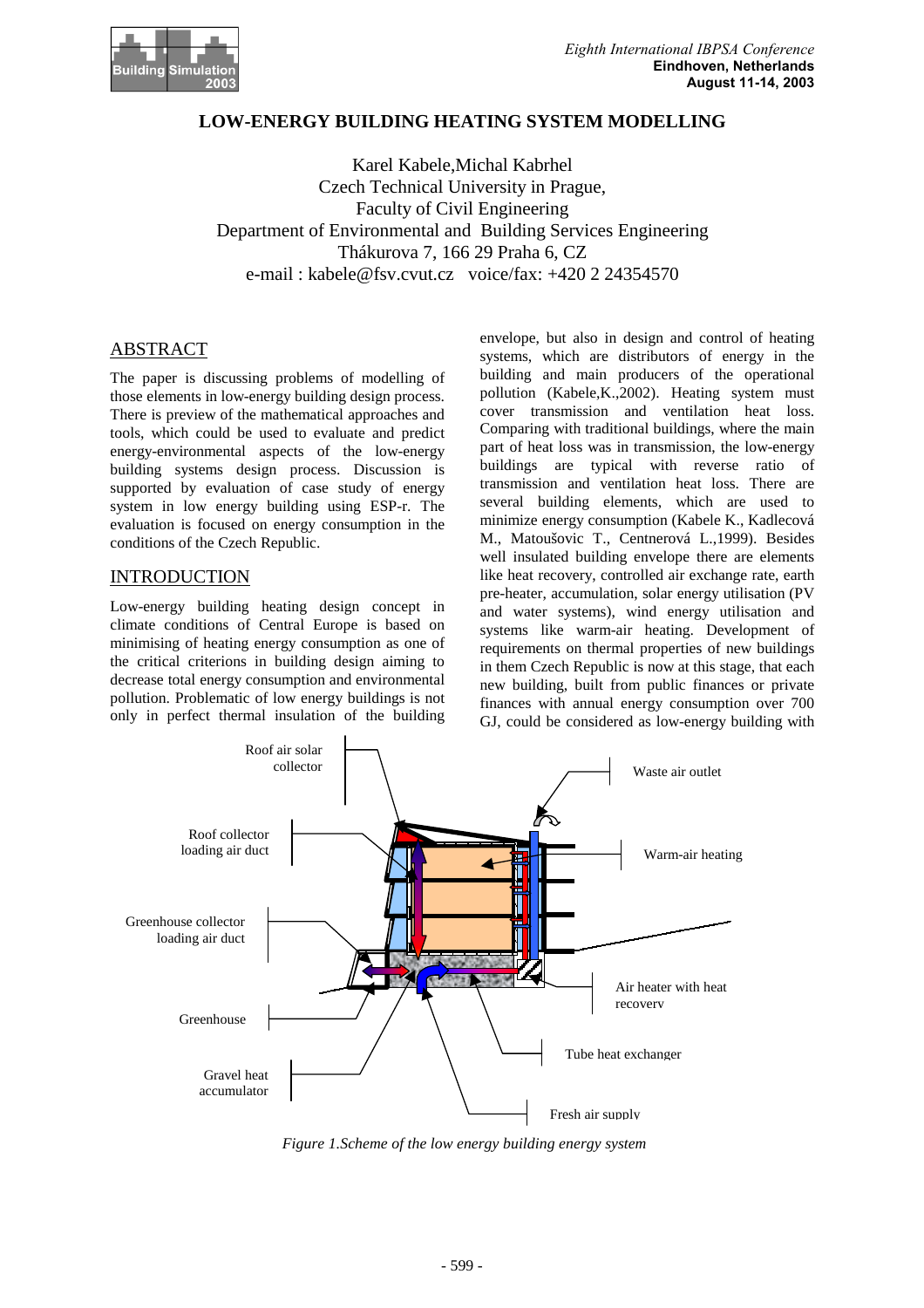# LOW-ENERGY BUILDING HEATING SYSTEM MODELLING

Karel Kabele, Michal Kabrhel
Czech Technical University in Prague,
Faculty of Civil Engineering
Department of Environmental and Building Services Engineering
Thákurova 7, 166 29 Praha 6, CZ
e-mail : kabele@fsv.cvut.cz voice/fax: +420 2 24354570

## ABSTRACT

The paper is discussing problems of modelling of those elements in low-energy building design process. There is preview of the mathematical approaches and tools, which could be used to evaluate and predict energy-environmental aspects of the low-energy building systems design process. Discussion is supported by evaluation of case study of energy system in low energy building using ESP-r. The evaluation is focused on energy consumption in the conditions of the Czech Republic.

## INTRODUCTION

Low-energy building heating design concept in climate conditions of Central Europe is based on minimising of heating energy consumption as one of the critical criterions in building design aiming to decrease total energy consumption and environmental pollution. Problematic of low energy buildings is not only in perfect thermal insulation of the building envelope, but also in design and control of heating systems, which are distributors of energy in the building and main producers of the operational pollution (Kabele,K.,2002). Heating system must cover transmission and ventilation heat loss. Comparing with traditional buildings, where the main part of heat loss was in transmission, the low-energy buildings are typical with reverse ratio of transmission and ventilation heat loss. There are several building elements, which are used to minimize energy consumption (Kabele K., Kadlecová M., Matoušovic T., Centnerová L.,1999). Besides well insulated building envelope there are elements like heat recovery, controlled air exchange rate, earth pre-heater, accumulation, solar energy utilisation (PV and water systems), wind energy utilisation and systems like warm-air heating. Development of requirements on thermal properties of new buildings in them Czech Republic is now at this stage, that each new building, built from public finances or private finances with annual energy consumption over 700 GJ, could be considered as low-energy building with

Roof air solar collector
Roof collector loading air duct
Greenhouse collector loading air duct
Greenhouse
Gravel heat accumulator
Waste air outlet
Warm-air heating
Air heater with heat recovery
Tube heat exchanger
Fresh air supply

*Figure 1.Scheme of the low energy building energy system*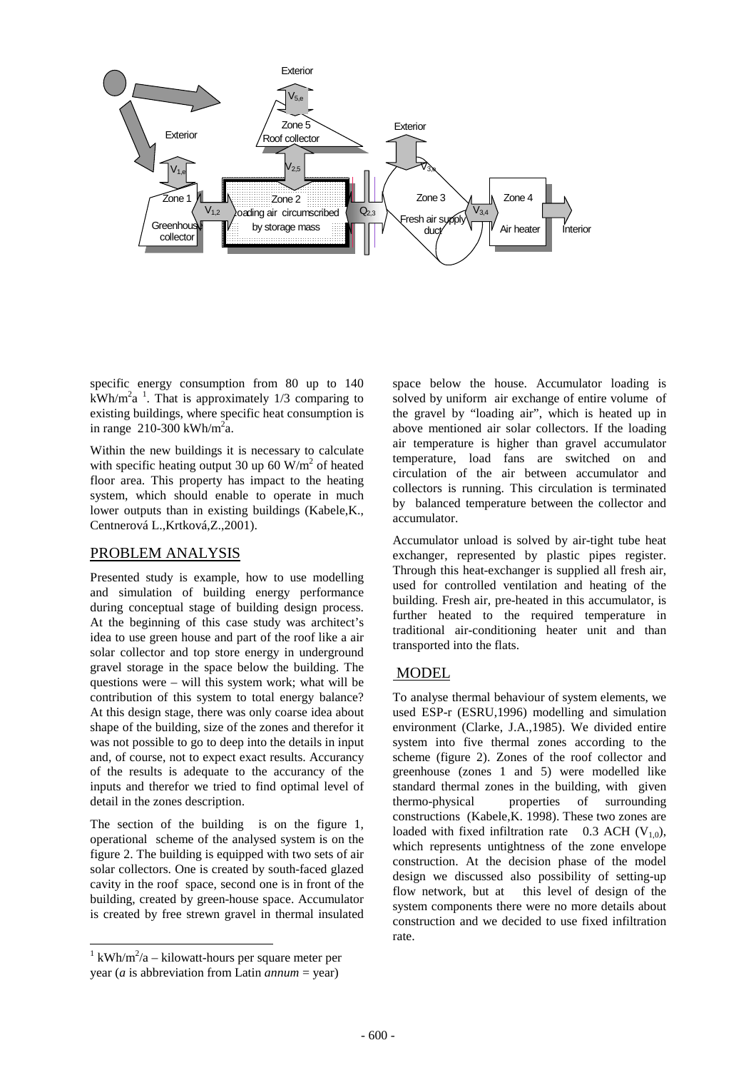Exterior

$V_{5,e}$

Zone 5

Roof collector

Exterior

Exterior

$V_{1,e}$

$V_{2,5}$

$V_{3,e}$

Zone 1

Greenhouse collector

$V_{1,2}$

Zone 2

Loading air circumscribed by storage mass

$Q_{2,3}$

Zone 3

Fresh air supply duct

$V_{3,4}$

Zone 4

Air heater

Interior

specific energy consumption from 80 up to 140 $kWh/m^2a$ [1]. That is approximately 1/3 comparing to existing buildings, where specific heat consumption is in range 210-300 $kWh/m^2a$.

Within the new buildings it is necessary to calculate with specific heating output 30 up 60 $W/m^2$ of heated floor area. This property has impact to the heating system, which should enable to operate in much lower outputs than in existing buildings (Kabele,K., Centnerová L.,Krtková,Z.,2001).

## PROBLEM ANALYSIS

Presented study is example, how to use modelling and simulation of building energy performance during conceptual stage of building design process. At the beginning of this case study was architect's idea to use green house and part of the roof like a air solar collector and top store energy in underground gravel storage in the space below the building. The questions were – will this system work; what will be contribution of this system to total energy balance? At this design stage, there was only coarse idea about shape of the building, size of the zones and therefor it was not possible to go to deep into the details in input and, of course, not to expect exact results. Accurancy of the results is adequate to the accurancy of the inputs and therefor we tried to find optimal level of detail in the zones description.

The section of the building is on the figure 1, operational scheme of the analysed system is on the figure 2. The building is equipped with two sets of air solar collectors. One is created by south-faced glazed cavity in the roof space, second one is in front of the building, created by green-house space. Accumulator is created by free strewn gravel in thermal insulated space below the house. Accumulator loading is solved by uniform air exchange of entire volume of the gravel by "loading air", which is heated up in above mentioned air solar collectors. If the loading air temperature is higher than gravel accumulator temperature, load fans are switched on and circulation of the air between accumulator and collectors is running. This circulation is terminated by balanced temperature between the collector and accumulator.

Accumulator unload is solved by air-tight tube heat exchanger, represented by plastic pipes register. Through this heat-exchanger is supplied all fresh air, used for controlled ventilation and heating of the building. Fresh air, pre-heated in this accumulator, is further heated to the required temperature in traditional air-conditioning heater unit and than transported into the flats.

## MODEL

To analyse thermal behaviour of system elements, we used ESP-r (ESRU,1996) modelling and simulation environment (Clarke, J.A.,1985). We divided entire system into five thermal zones according to the scheme (figure 2). Zones of the roof collector and greenhouse (zones 1 and 5) were modelled like standard thermal zones in the building, with given thermo-physical properties of surrounding constructions (Kabele,K. 1998). These two zones are loaded with fixed infiltration rate 0.3 ACH ($V_{1,0}$), which represents untightness of the zone envelope construction. At the decision phase of the model design we discussed also possibility of setting-up flow network, but at this level of design of the system components there were no more details about construction and we decided to use fixed infiltration rate.

[1] $kWh/m^2/a$ – kilowatt-hours per square meter per year (*a* is abbreviation from Latin *annum* = year)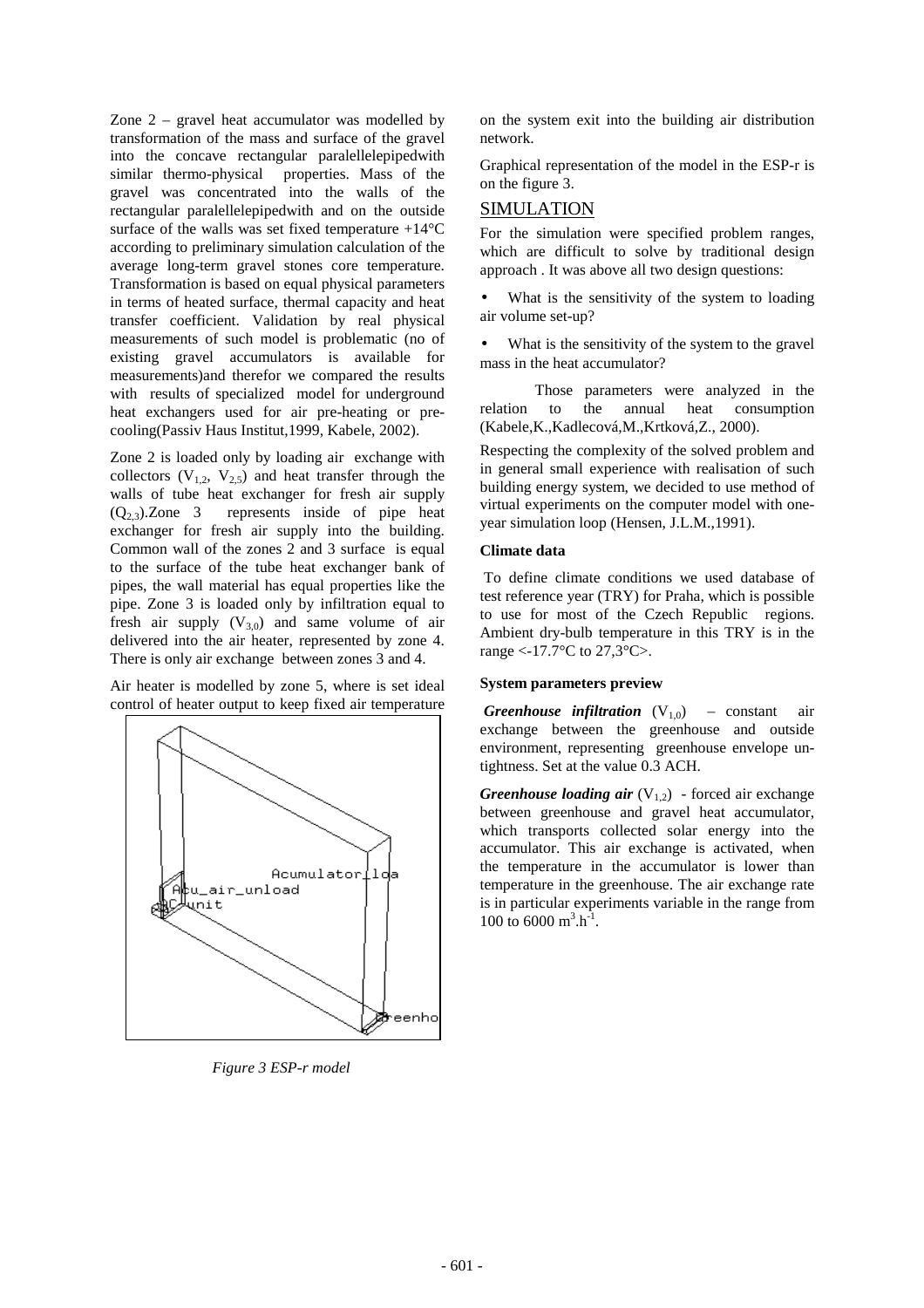Zone 2 – gravel heat accumulator was modelled by transformation of the mass and surface of the gravel into the concave rectangular paralellelepipedwith similar thermo-physical properties. Mass of the gravel was concentrated into the walls of the rectangular paralellelepipedwith and on the outside surface of the walls was set fixed temperature +14°C according to preliminary simulation calculation of the average long-term gravel stones core temperature. Transformation is based on equal physical parameters in terms of heated surface, thermal capacity and heat transfer coefficient. Validation by real physical measurements of such model is problematic (no of existing gravel accumulators is available for measurements)and therefor we compared the results with results of specialized model for underground heat exchangers used for air pre-heating or pre-cooling(Passiv Haus Institut,1999, Kabele, 2002).

Zone 2 is loaded only by loading air exchange with collectors ($V_{1,2}$, $V_{2,5}$) and heat transfer through the walls of tube heat exchanger for fresh air supply ($Q_{2,3}$).Zone 3 represents inside of pipe heat exchanger for fresh air supply into the building. Common wall of the zones 2 and 3 surface is equal to the surface of the tube heat exchanger bank of pipes, the wall material has equal properties like the pipe. Zone 3 is loaded only by infiltration equal to fresh air supply ($V_{3,0}$) and same volume of air delivered into the air heater, represented by zone 4. There is only air exchange between zones 3 and 4.

Air heater is modelled by zone 5, where is set ideal control of heater output to keep fixed air temperature on the system exit into the building air distribution network.

Acumulator_loa
Acu_air_unload
AC_unit
Greenho

*Figure 3 ESP-r model*

Graphical representation of the model in the ESP-r is on the figure 3.

## SIMULATION

For the simulation were specified problem ranges, which are difficult to solve by traditional design approach . It was above all two design questions:

- What is the sensitivity of the system to loading air volume set-up?
- What is the sensitivity of the system to the gravel mass in the heat accumulator?

Those parameters were analyzed in the relation to the annual heat consumption (Kabele,K.,Kadlecová,M.,Krtková,Z., 2000).

Respecting the complexity of the solved problem and in general small experience with realisation of such building energy system, we decided to use method of virtual experiments on the computer model with one-year simulation loop (Hensen, J.L.M.,1991).

### Climate data

To define climate conditions we used database of test reference year (TRY) for Praha, which is possible to use for most of the Czech Republic regions. Ambient dry-bulb temperature in this TRY is in the range <-17.7°C to 27,3°C>.

### System parameters preview

***Greenhouse infiltration*** ($V_{1,0}$) – constant air exchange between the greenhouse and outside environment, representing greenhouse envelope un-tightness. Set at the value 0.3 ACH.

***Greenhouse loading air*** ($V_{1,2}$) - forced air exchange between greenhouse and gravel heat accumulator, which transports collected solar energy into the accumulator. This air exchange is activated, when the temperature in the accumulator is lower than temperature in the greenhouse. The air exchange rate is in particular experiments variable in the range from 100 to 6000 $m^3.h^{-1}$.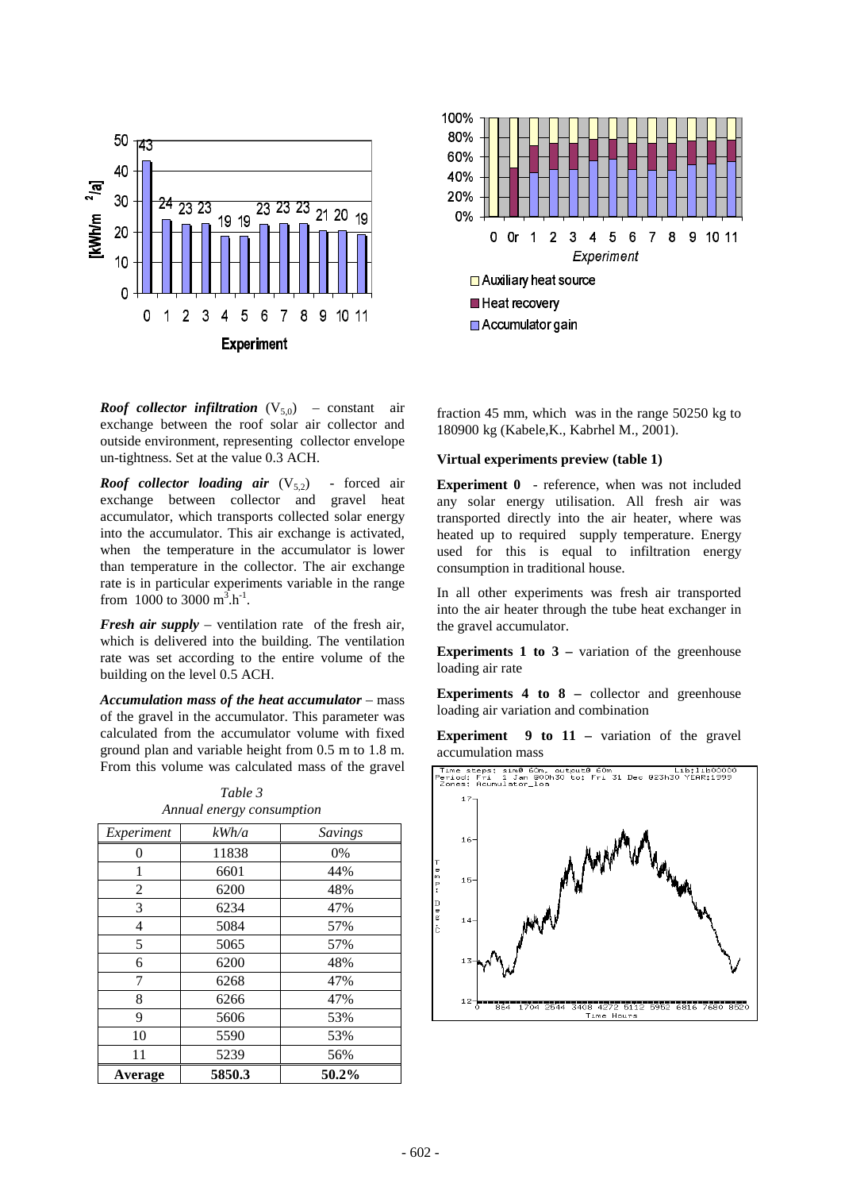50
40
30
20
10
0

[kWh/m $^2$/a]

43 24 23 23 19 19 23 23 23 21 20 19

0 1 2 3 4 5 6 7 8 9 10 11

Experiment

100%
80%
60%
40%
20%
0%

0 0r 1 2 3 4 5 6 7 8 9 10 11

Experiment

Auxiliary heat source
Heat recovery
Accumulator gain

***Roof collector infiltration*** ($V_{5,0}$) – constant air exchange between the roof solar air collector and outside environment, representing collector envelope un-tightness. Set at the value 0.3 ACH.

***Roof collector loading air*** ($V_{5,2}$) - forced air exchange between collector and gravel heat accumulator, which transports collected solar energy into the accumulator. This air exchange is activated, when the temperature in the accumulator is lower than temperature in the collector. The air exchange rate is in particular experiments variable in the range from 1000 to 3000 $m^3.h^{-1}$.

***Fresh air supply*** – ventilation rate of the fresh air, which is delivered into the building. The ventilation rate was set according to the entire volume of the building on the level 0.5 ACH.

***Accumulation mass of the heat accumulator*** – mass of the gravel in the accumulator. This parameter was calculated from the accumulator volume with fixed ground plan and variable height from 0.5 m to 1.8 m. From this volume was calculated mass of the gravel fraction 45 mm, which was in the range 50250 kg to 180900 kg (Kabele,K., Kabrhel M., 2001).

*Table 3*
*Annual energy consumption*

| *Experiment* | *kWh/a* | *Savings* |
|---|---|---|
| 0 | 11838 | 0% |
| 1 | 6601 | 44% |
| 2 | 6200 | 48% |
| 3 | 6234 | 47% |
| 4 | 5084 | 57% |
| 5 | 5065 | 57% |
| 6 | 6200 | 48% |
| 7 | 6268 | 47% |
| 8 | 6266 | 47% |
| 9 | 5606 | 53% |
| 10 | 5590 | 53% |
| 11 | 5239 | 56% |
| **Average** | **5850.3** | **50.2%** |

**Virtual experiments preview (table 1)**

**Experiment 0** - reference, when was not included any solar energy utilisation. All fresh air was transported directly into the air heater, where was heated up to required supply temperature. Energy used for this is equal to infiltration energy consumption in traditional house.

In all other experiments was fresh air transported into the air heater through the tube heat exchanger in the gravel accumulator.

**Experiments 1 to 3 –** variation of the greenhouse loading air rate

**Experiments 4 to 8 –** collector and greenhouse loading air variation and combination

**Experiment 9 to 11 –** variation of the gravel accumulation mass

Time steps: sim@ 60m, output@ 60m Lib:lib00000
Period: Fri 1 Jan @00h30 to: Fri 31 Dec @23h30 YEAR:1999
Zones: Acumulator_loa

Temp: Deg C

17
16
15
14
13
12

0 854 1704 2544 3408 4272 5112 5952 6816 7680 8520
Time Hours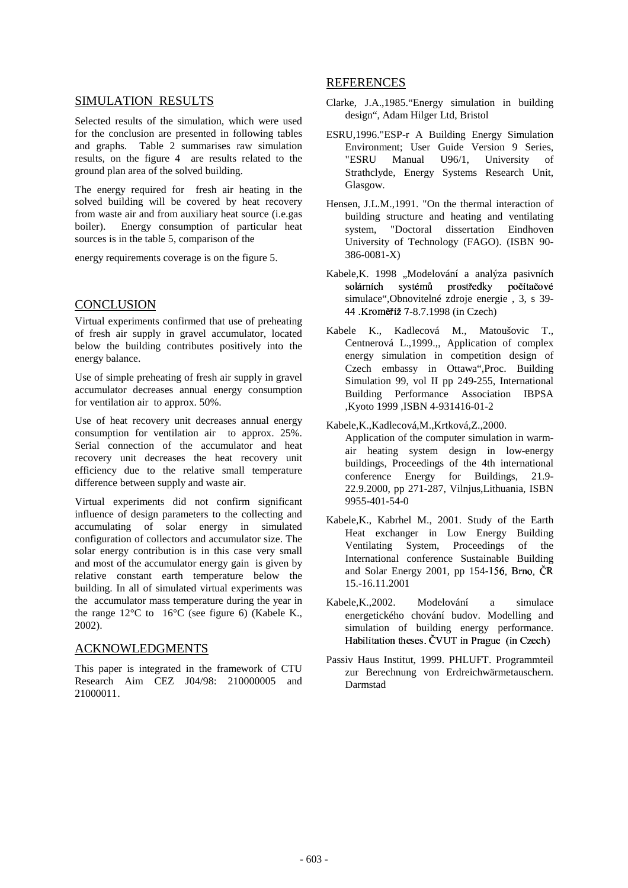## SIMULATION RESULTS

Selected results of the simulation, which were used for the conclusion are presented in following tables and graphs. Table 2 summarises raw simulation results, on the figure 4 are results related to the ground plan area of the solved building.

The energy required for fresh air heating in the solved building will be covered by heat recovery from waste air and from auxiliary heat source (i.e.gas boiler). Energy consumption of particular heat sources is in the table 5, comparison of the

energy requirements coverage is on the figure 5.

## CONCLUSION

Virtual experiments confirmed that use of preheating of fresh air supply in gravel accumulator, located below the building contributes positively into the energy balance.

Use of simple preheating of fresh air supply in gravel accumulator decreases annual energy consumption for ventilation air to approx. 50%.

Use of heat recovery unit decreases annual energy consumption for ventilation air to approx. 25%. Serial connection of the accumulator and heat recovery unit decreases the heat recovery unit efficiency due to the relative small temperature difference between supply and waste air.

Virtual experiments did not confirm significant influence of design parameters to the collecting and accumulating of solar energy in simulated configuration of collectors and accumulator size. The solar energy contribution is in this case very small and most of the accumulator energy gain is given by relative constant earth temperature below the building. In all of simulated virtual experiments was the accumulator mass temperature during the year in the range 12°C to 16°C (see figure 6) (Kabele K., 2002).

## ACKNOWLEDGMENTS

This paper is integrated in the framework of CTU Research Aim CEZ J04/98: 210000005 and 21000011.

## REFERENCES

Clarke, J.A.,1985."Energy simulation in building design", Adam Hilger Ltd, Bristol

ESRU,1996."ESP-r A Building Energy Simulation Environment; User Guide Version 9 Series, "ESRU Manual U96/1, University of Strathclyde, Energy Systems Research Unit, Glasgow.

Hensen, J.L.M.,1991. "On the thermal interaction of building structure and heating and ventilating system, "Doctoral dissertation Eindhoven University of Technology (FAGO). (ISBN 90-386-0081-X)

Kabele,K. 1998 „Modelování a analýza pasivních solárních systémů prostředky počítačové simulace",Obnovitelné zdroje energie , 3, s 39-44 .Kroměříž 7-8.7.1998 (in Czech)

Kabele K., Kadlecová M., Matoušovic T., Centnerová L.,1999.,, Application of complex energy simulation in competition design of Czech embassy in Ottawa",Proc. Building Simulation 99, vol II pp 249-255, International Building Performance Association IBPSA ,Kyoto 1999 ,ISBN 4-931416-01-2

Kabele,K.,Kadlecová,M.,Krtková,Z.,2000. Application of the computer simulation in warm-air heating system design in low-energy buildings, Proceedings of the 4th international conference Energy for Buildings, 21.9-22.9.2000, pp 271-287, Vilnjus,Lithuania, ISBN 9955-401-54-0

Kabele,K., Kabrhel M., 2001. Study of the Earth Heat exchanger in Low Energy Building Ventilating System, Proceedings of the International conference Sustainable Building and Solar Energy 2001, pp 154-156, Brno, ČR 15.-16.11.2001

Kabele,K.,2002. Modelování a simulace energetického chování budov. Modelling and simulation of building energy performance. Habilitation theses. ČVUT in Prague (in Czech)

Passiv Haus Institut, 1999. PHLUFT. Programmteil zur Berechnung von Erdreichwärmetauschern. Darmstad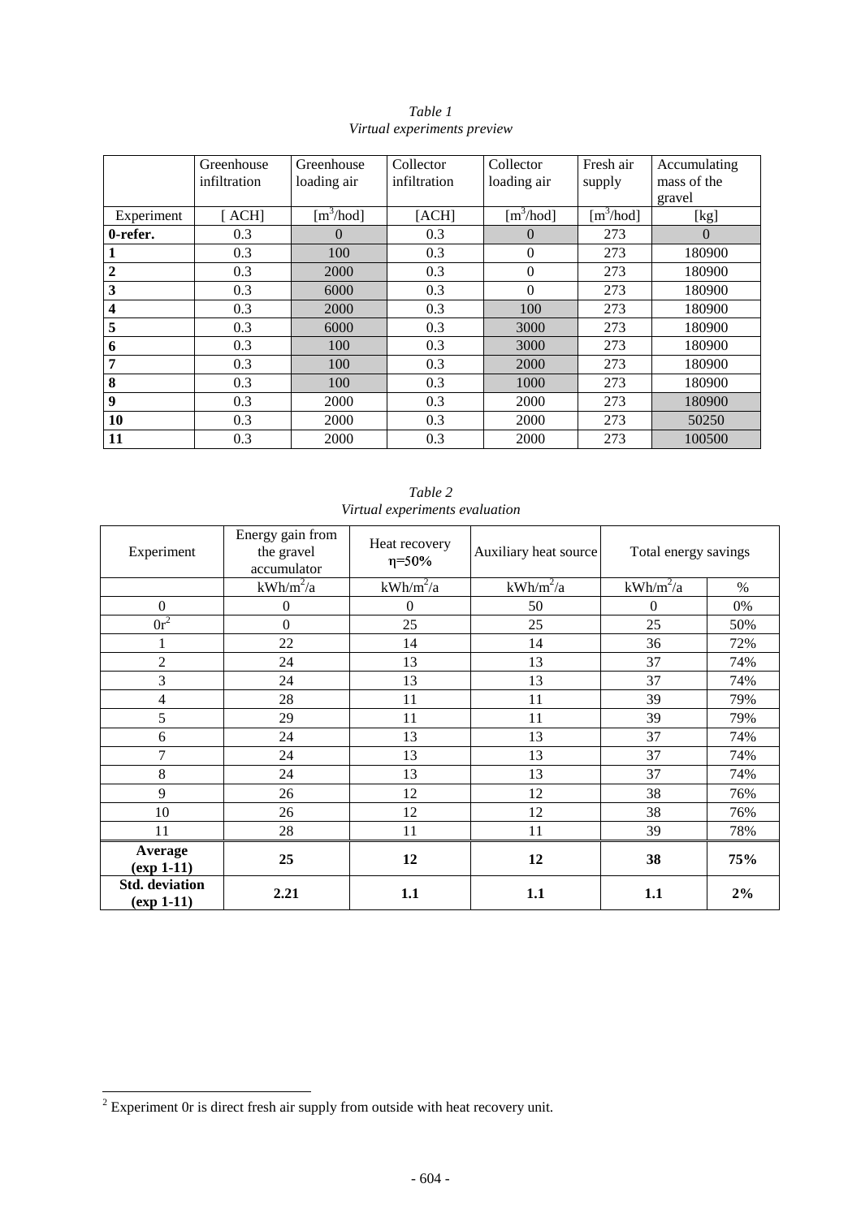*Table 1*
*Virtual experiments preview*

| | Greenhouse infiltration | Greenhouse loading air | Collector infiltration | Collector loading air | Fresh air supply | Accumulating mass of the gravel |
|---|---|---|---|---|---|---|
| Experiment | [ ACH] | [$m^3$/hod] | [ACH] | [$m^3$/hod] | [$m^3$/hod] | [kg] |
| **0-refer.** | 0.3 | 0 | 0.3 | 0 | 273 | 0 |
| **1** | 0.3 | 100 | 0.3 | 0 | 273 | 180900 |
| **2** | 0.3 | 2000 | 0.3 | 0 | 273 | 180900 |
| **3** | 0.3 | 6000 | 0.3 | 0 | 273 | 180900 |
| **4** | 0.3 | 2000 | 0.3 | 100 | 273 | 180900 |
| **5** | 0.3 | 6000 | 0.3 | 3000 | 273 | 180900 |
| **6** | 0.3 | 100 | 0.3 | 3000 | 273 | 180900 |
| **7** | 0.3 | 100 | 0.3 | 2000 | 273 | 180900 |
| **8** | 0.3 | 100 | 0.3 | 1000 | 273 | 180900 |
| **9** | 0.3 | 2000 | 0.3 | 2000 | 273 | 180900 |
| **10** | 0.3 | 2000 | 0.3 | 2000 | 273 | 50250 |
| **11** | 0.3 | 2000 | 0.3 | 2000 | 273 | 100500 |

*Table 2*
*Virtual experiments evaluation*

| Experiment | Energy gain from the gravel accumulator | Heat recovery $\eta$=50% | Auxiliary heat source | Total energy savings | |
|---|---|---|---|---|---|
| | kWh/$m^2$/a | kWh/$m^2$/a | kWh/$m^2$/a | kWh/$m^2$/a | % |
| 0 | 0 | 0 | 50 | 0 | 0% |
| 0r[2] | 0 | 25 | 25 | 25 | 50% |
| 1 | 22 | 14 | 14 | 36 | 72% |
| 2 | 24 | 13 | 13 | 37 | 74% |
| 3 | 24 | 13 | 13 | 37 | 74% |
| 4 | 28 | 11 | 11 | 39 | 79% |
| 5 | 29 | 11 | 11 | 39 | 79% |
| 6 | 24 | 13 | 13 | 37 | 74% |
| 7 | 24 | 13 | 13 | 37 | 74% |
| 8 | 24 | 13 | 13 | 37 | 74% |
| 9 | 26 | 12 | 12 | 38 | 76% |
| 10 | 26 | 12 | 12 | 38 | 76% |
| 11 | 28 | 11 | 11 | 39 | 78% |
| **Average (exp 1-11)** | **25** | **12** | **12** | **38** | **75%** |
| **Std. deviation (exp 1-11)** | **2.21** | **1.1** | **1.1** | **1.1** | **2%** |

[2] Experiment 0r is direct fresh air supply from outside with heat recovery unit.